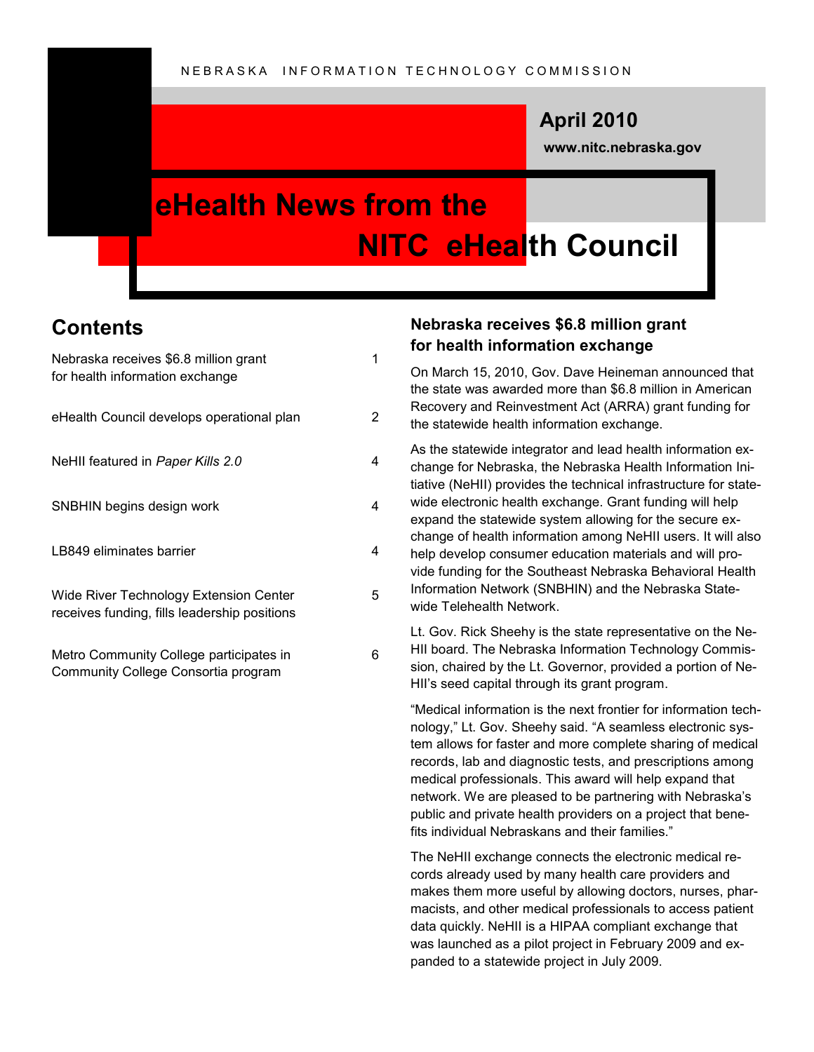NEBRASKA INFORMATION TECHNOLOGY COMMISSION

**April 2010**

**www.nitc.nebraska.gov**

# eHealth News from the NITC eHealth Council

## Contents

| | |
|---|---|
| Nebraska receives $6.8 million grant for health information exchange | 1 |
| eHealth Council develops operational plan | 2 |
| NeHII featured in *Paper Kills 2.0* | 4 |
| SNBHIN begins design work | 4 |
| LB849 eliminates barrier | 4 |
| Wide River Technology Extension Center receives funding, fills leadership positions | 5 |
| Metro Community College participates in Community College Consortia program | 6 |

## Nebraska receives $6.8 million grant for health information exchange

On March 15, 2010, Gov. Dave Heineman announced that the state was awarded more than $6.8 million in American Recovery and Reinvestment Act (ARRA) grant funding for the statewide health information exchange.

As the statewide integrator and lead health information exchange for Nebraska, the Nebraska Health Information Initiative (NeHII) provides the technical infrastructure for statewide electronic health exchange. Grant funding will help expand the statewide system allowing for the secure exchange of health information among NeHII users. It will also help develop consumer education materials and will provide funding for the Southeast Nebraska Behavioral Health Information Network (SNBHIN) and the Nebraska Statewide Telehealth Network.

Lt. Gov. Rick Sheehy is the state representative on the NeHII board. The Nebraska Information Technology Commission, chaired by the Lt. Governor, provided a portion of NeHII's seed capital through its grant program.

"Medical information is the next frontier for information technology," Lt. Gov. Sheehy said. "A seamless electronic system allows for faster and more complete sharing of medical records, lab and diagnostic tests, and prescriptions among medical professionals. This award will help expand that network. We are pleased to be partnering with Nebraska's public and private health providers on a project that benefits individual Nebraskans and their families."

The NeHII exchange connects the electronic medical records already used by many health care providers and makes them more useful by allowing doctors, nurses, pharmacists, and other medical professionals to access patient data quickly. NeHII is a HIPAA compliant exchange that was launched as a pilot project in February 2009 and expanded to a statewide project in July 2009.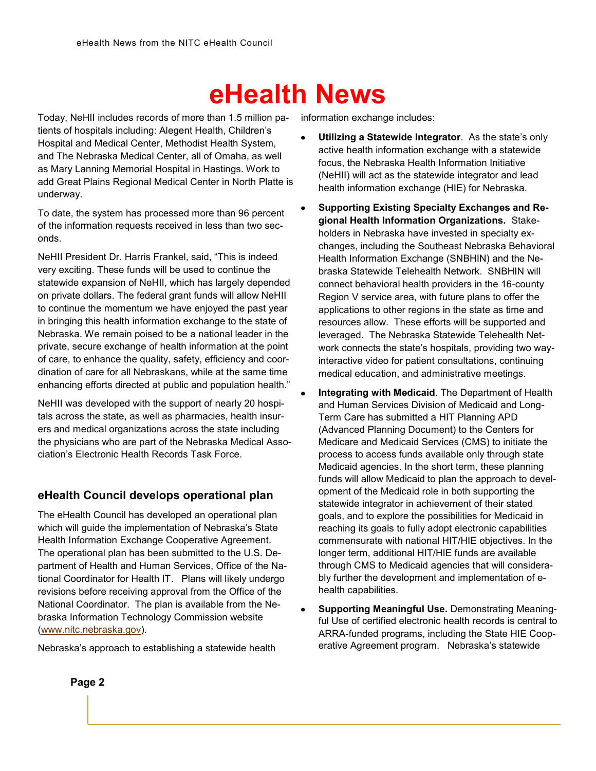# eHealth News

Today, NeHII includes records of more than 1.5 million patients of hospitals including: Alegent Health, Children's Hospital and Medical Center, Methodist Health System, and The Nebraska Medical Center, all of Omaha, as well as Mary Lanning Memorial Hospital in Hastings. Work to add Great Plains Regional Medical Center in North Platte is underway.

To date, the system has processed more than 96 percent of the information requests received in less than two seconds.

NeHII President Dr. Harris Frankel, said, "This is indeed very exciting. These funds will be used to continue the statewide expansion of NeHII, which has largely depended on private dollars. The federal grant funds will allow NeHII to continue the momentum we have enjoyed the past year in bringing this health information exchange to the state of Nebraska. We remain poised to be a national leader in the private, secure exchange of health information at the point of care, to enhance the quality, safety, efficiency and coordination of care for all Nebraskans, while at the same time enhancing efforts directed at public and population health."

NeHII was developed with the support of nearly 20 hospitals across the state, as well as pharmacies, health insurers and medical organizations across the state including the physicians who are part of the Nebraska Medical Association's Electronic Health Records Task Force.

## eHealth Council develops operational plan

The eHealth Council has developed an operational plan which will guide the implementation of Nebraska's State Health Information Exchange Cooperative Agreement. The operational plan has been submitted to the U.S. Department of Health and Human Services, Office of the National Coordinator for Health IT. Plans will likely undergo revisions before receiving approval from the Office of the National Coordinator. The plan is available from the Nebraska Information Technology Commission website ([www.nitc.nebraska.gov](http://www.nitc.nebraska.gov)).

Nebraska's approach to establishing a statewide health information exchange includes:

- **Utilizing a Statewide Integrator**. As the state's only active health information exchange with a statewide focus, the Nebraska Health Information Initiative (NeHII) will act as the statewide integrator and lead health information exchange (HIE) for Nebraska.
- **Supporting Existing Specialty Exchanges and Regional Health Information Organizations.** Stakeholders in Nebraska have invested in specialty exchanges, including the Southeast Nebraska Behavioral Health Information Exchange (SNBHIN) and the Nebraska Statewide Telehealth Network. SNBHIN will connect behavioral health providers in the 16-county Region V service area, with future plans to offer the applications to other regions in the state as time and resources allow. These efforts will be supported and leveraged. The Nebraska Statewide Telehealth Network connects the state's hospitals, providing two way-interactive video for patient consultations, continuing medical education, and administrative meetings.
- **Integrating with Medicaid**. The Department of Health and Human Services Division of Medicaid and Long-Term Care has submitted a HIT Planning APD (Advanced Planning Document) to the Centers for Medicare and Medicaid Services (CMS) to initiate the process to access funds available only through state Medicaid agencies. In the short term, these planning funds will allow Medicaid to plan the approach to development of the Medicaid role in both supporting the statewide integrator in achievement of their stated goals, and to explore the possibilities for Medicaid in reaching its goals to fully adopt electronic capabilities commensurate with national HIT/HIE objectives. In the longer term, additional HIT/HIE funds are available through CMS to Medicaid agencies that will considerably further the development and implementation of e-health capabilities.
- **Supporting Meaningful Use.** Demonstrating Meaningful Use of certified electronic health records is central to ARRA-funded programs, including the State HIE Cooperative Agreement program. Nebraska's statewide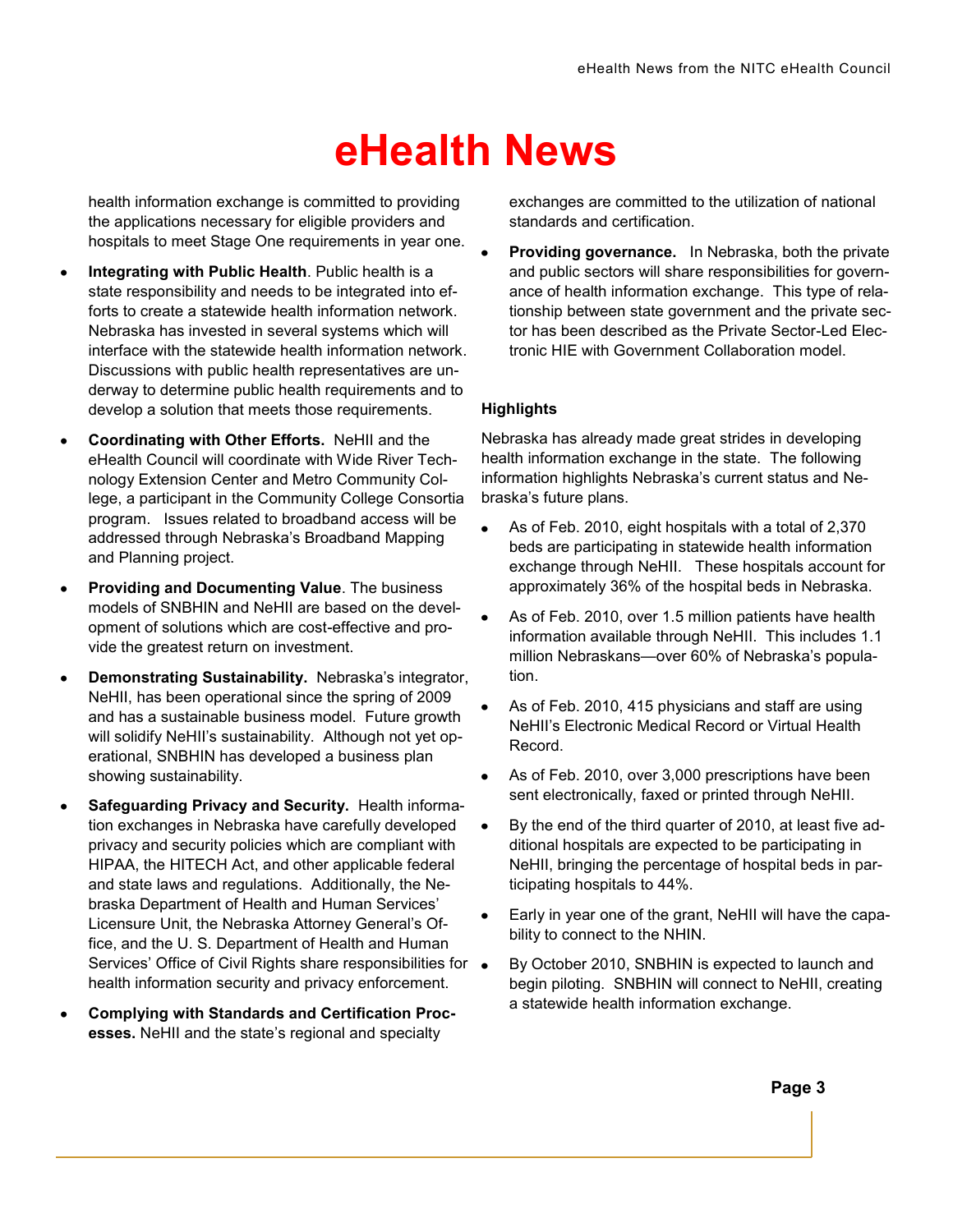# eHealth News

health information exchange is committed to providing the applications necessary for eligible providers and hospitals to meet Stage One requirements in year one.

- **Integrating with Public Health**. Public health is a state responsibility and needs to be integrated into efforts to create a statewide health information network. Nebraska has invested in several systems which will interface with the statewide health information network. Discussions with public health representatives are underway to determine public health requirements and to develop a solution that meets those requirements.
- **Coordinating with Other Efforts.** NeHII and the eHealth Council will coordinate with Wide River Technology Extension Center and Metro Community College, a participant in the Community College Consortia program. Issues related to broadband access will be addressed through Nebraska's Broadband Mapping and Planning project.
- **Providing and Documenting Value**. The business models of SNBHIN and NeHII are based on the development of solutions which are cost-effective and provide the greatest return on investment.
- **Demonstrating Sustainability.** Nebraska's integrator, NeHII, has been operational since the spring of 2009 and has a sustainable business model. Future growth will solidify NeHII's sustainability. Although not yet operational, SNBHIN has developed a business plan showing sustainability.
- **Safeguarding Privacy and Security.** Health information exchanges in Nebraska have carefully developed privacy and security policies which are compliant with HIPAA, the HITECH Act, and other applicable federal and state laws and regulations. Additionally, the Nebraska Department of Health and Human Services' Licensure Unit, the Nebraska Attorney General's Office, and the U. S. Department of Health and Human Services' Office of Civil Rights share responsibilities for health information security and privacy enforcement.
- **Complying with Standards and Certification Processes.** NeHII and the state's regional and specialty exchanges are committed to the utilization of national standards and certification.
- **Providing governance.** In Nebraska, both the private and public sectors will share responsibilities for governance of health information exchange. This type of relationship between state government and the private sector has been described as the Private Sector-Led Electronic HIE with Government Collaboration model.

**Highlights**

Nebraska has already made great strides in developing health information exchange in the state. The following information highlights Nebraska's current status and Nebraska's future plans.

- As of Feb. 2010, eight hospitals with a total of 2,370 beds are participating in statewide health information exchange through NeHII. These hospitals account for approximately 36% of the hospital beds in Nebraska.
- As of Feb. 2010, over 1.5 million patients have health information available through NeHII. This includes 1.1 million Nebraskans—over 60% of Nebraska's population.
- As of Feb. 2010, 415 physicians and staff are using NeHII's Electronic Medical Record or Virtual Health Record.
- As of Feb. 2010, over 3,000 prescriptions have been sent electronically, faxed or printed through NeHII.
- By the end of the third quarter of 2010, at least five additional hospitals are expected to be participating in NeHII, bringing the percentage of hospital beds in participating hospitals to 44%.
- Early in year one of the grant, NeHII will have the capability to connect to the NHIN.
- By October 2010, SNBHIN is expected to launch and begin piloting. SNBHIN will connect to NeHII, creating a statewide health information exchange.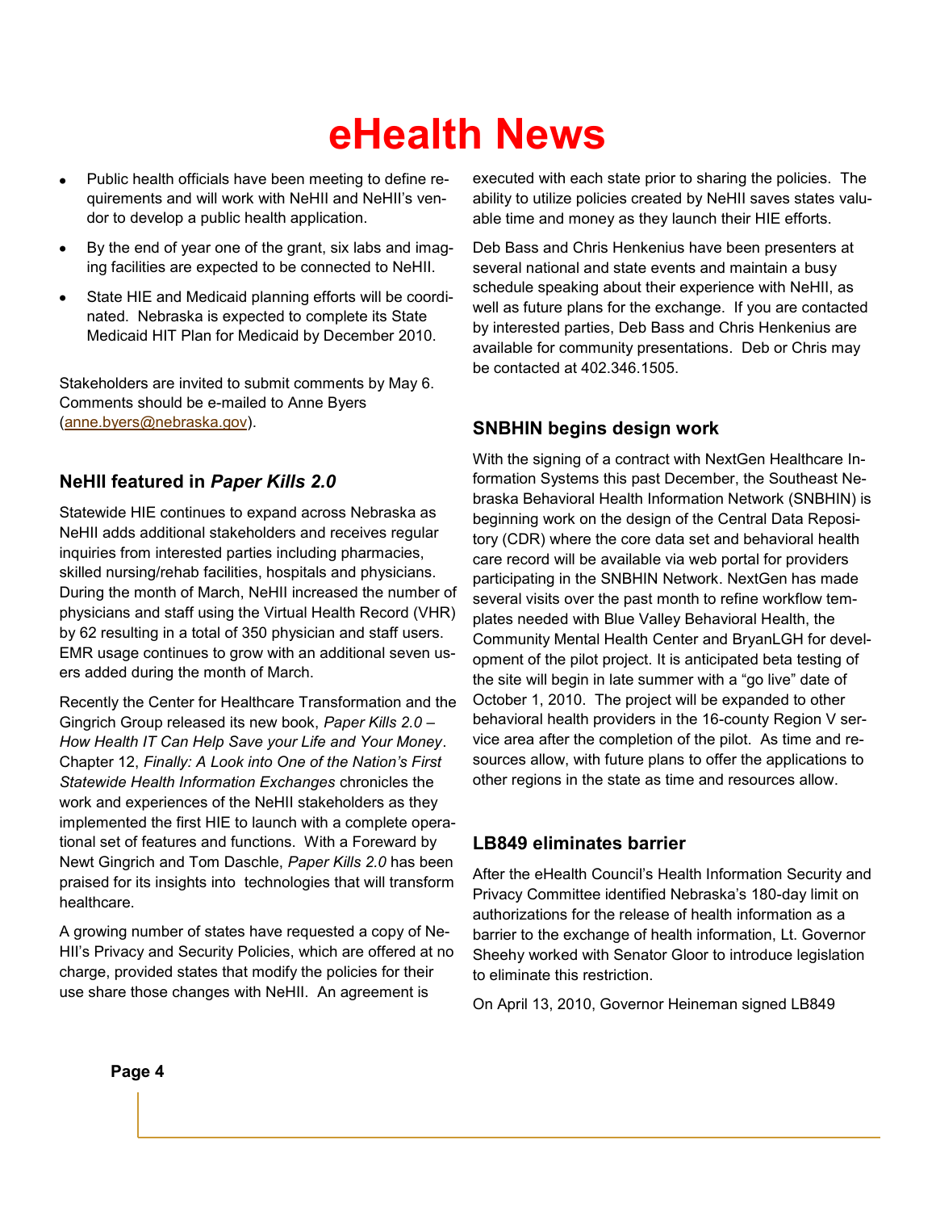# eHealth News

- Public health officials have been meeting to define requirements and will work with NeHII and NeHII's vendor to develop a public health application.
- By the end of year one of the grant, six labs and imaging facilities are expected to be connected to NeHII.
- State HIE and Medicaid planning efforts will be coordinated. Nebraska is expected to complete its State Medicaid HIT Plan for Medicaid by December 2010.

Stakeholders are invited to submit comments by May 6. Comments should be e-mailed to Anne Byers (anne.byers@nebraska.gov).

### NeHII featured in *Paper Kills 2.0*

Statewide HIE continues to expand across Nebraska as NeHII adds additional stakeholders and receives regular inquiries from interested parties including pharmacies, skilled nursing/rehab facilities, hospitals and physicians. During the month of March, NeHII increased the number of physicians and staff using the Virtual Health Record (VHR) by 62 resulting in a total of 350 physician and staff users. EMR usage continues to grow with an additional seven users added during the month of March.

Recently the Center for Healthcare Transformation and the Gingrich Group released its new book, *Paper Kills 2.0 – How Health IT Can Help Save your Life and Your Money*. Chapter 12, *Finally: A Look into One of the Nation's First Statewide Health Information Exchanges* chronicles the work and experiences of the NeHII stakeholders as they implemented the first HIE to launch with a complete operational set of features and functions. With a Foreward by Newt Gingrich and Tom Daschle, *Paper Kills 2.0* has been praised for its insights into technologies that will transform healthcare.

A growing number of states have requested a copy of NeHII's Privacy and Security Policies, which are offered at no charge, provided states that modify the policies for their use share those changes with NeHII. An agreement is executed with each state prior to sharing the policies. The ability to utilize policies created by NeHII saves states valuable time and money as they launch their HIE efforts.

Deb Bass and Chris Henkenius have been presenters at several national and state events and maintain a busy schedule speaking about their experience with NeHII, as well as future plans for the exchange. If you are contacted by interested parties, Deb Bass and Chris Henkenius are available for community presentations. Deb or Chris may be contacted at 402.346.1505.

### SNBHIN begins design work

With the signing of a contract with NextGen Healthcare Information Systems this past December, the Southeast Nebraska Behavioral Health Information Network (SNBHIN) is beginning work on the design of the Central Data Repository (CDR) where the core data set and behavioral health care record will be available via web portal for providers participating in the SNBHIN Network. NextGen has made several visits over the past month to refine workflow templates needed with Blue Valley Behavioral Health, the Community Mental Health Center and BryanLGH for development of the pilot project. It is anticipated beta testing of the site will begin in late summer with a "go live" date of October 1, 2010. The project will be expanded to other behavioral health providers in the 16-county Region V service area after the completion of the pilot. As time and resources allow, with future plans to offer the applications to other regions in the state as time and resources allow.

### LB849 eliminates barrier

After the eHealth Council's Health Information Security and Privacy Committee identified Nebraska's 180-day limit on authorizations for the release of health information as a barrier to the exchange of health information, Lt. Governor Sheehy worked with Senator Gloor to introduce legislation to eliminate this restriction.

On April 13, 2010, Governor Heineman signed LB849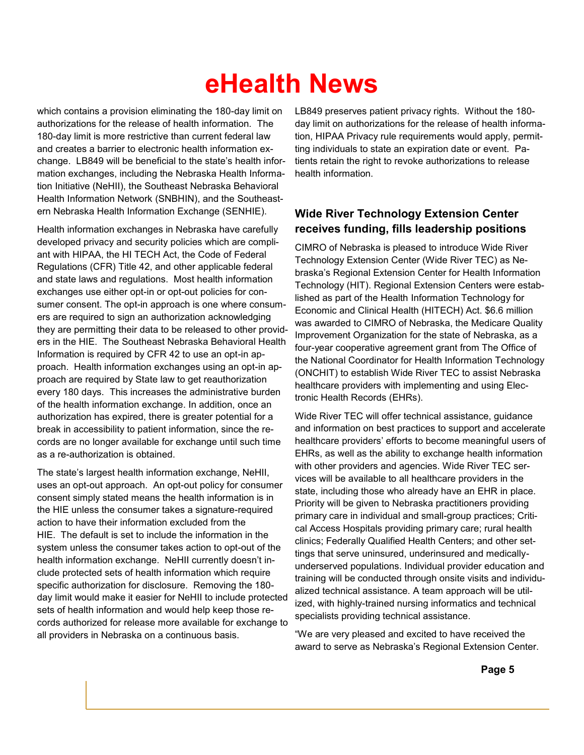which contains a provision eliminating the 180-day limit on authorizations for the release of health information. The 180-day limit is more restrictive than current federal law and creates a barrier to electronic health information exchange. LB849 will be beneficial to the state's health information exchanges, including the Nebraska Health Information Initiative (NeHII), the Southeast Nebraska Behavioral Health Information Network (SNBHIN), and the Southeastern Nebraska Health Information Exchange (SENHIE).

Health information exchanges in Nebraska have carefully developed privacy and security policies which are compliant with HIPAA, the HI TECH Act, the Code of Federal Regulations (CFR) Title 42, and other applicable federal and state laws and regulations. Most health information exchanges use either opt-in or opt-out policies for consumer consent. The opt-in approach is one where consumers are required to sign an authorization acknowledging they are permitting their data to be released to other providers in the HIE. The Southeast Nebraska Behavioral Health Information is required by CFR 42 to use an opt-in approach. Health information exchanges using an opt-in approach are required by State law to get reauthorization every 180 days. This increases the administrative burden of the health information exchange. In addition, once an authorization has expired, there is greater potential for a break in accessibility to patient information, since the records are no longer available for exchange until such time as a re-authorization is obtained.

The state's largest health information exchange, NeHII, uses an opt-out approach. An opt-out policy for consumer consent simply stated means the health information is in the HIE unless the consumer takes a signature-required action to have their information excluded from the HIE. The default is set to include the information in the system unless the consumer takes action to opt-out of the health information exchange. NeHII currently doesn't include protected sets of health information which require specific authorization for disclosure. Removing the 180-day limit would make it easier for NeHII to include protected sets of health information and would help keep those records authorized for release more available for exchange to all providers in Nebraska on a continuous basis.

LB849 preserves patient privacy rights. Without the 180-day limit on authorizations for the release of health information, HIPAA Privacy rule requirements would apply, permitting individuals to state an expiration date or event. Patients retain the right to revoke authorizations to release health information.

## Wide River Technology Extension Center receives funding, fills leadership positions

CIMRO of Nebraska is pleased to introduce Wide River Technology Extension Center (Wide River TEC) as Nebraska's Regional Extension Center for Health Information Technology (HIT). Regional Extension Centers were established as part of the Health Information Technology for Economic and Clinical Health (HITECH) Act. $6.6 million was awarded to CIMRO of Nebraska, the Medicare Quality Improvement Organization for the state of Nebraska, as a four-year cooperative agreement grant from The Office of the National Coordinator for Health Information Technology (ONCHIT) to establish Wide River TEC to assist Nebraska healthcare providers with implementing and using Electronic Health Records (EHRs).

Wide River TEC will offer technical assistance, guidance and information on best practices to support and accelerate healthcare providers' efforts to become meaningful users of EHRs, as well as the ability to exchange health information with other providers and agencies. Wide River TEC services will be available to all healthcare providers in the state, including those who already have an EHR in place. Priority will be given to Nebraska practitioners providing primary care in individual and small-group practices; Critical Access Hospitals providing primary care; rural health clinics; Federally Qualified Health Centers; and other settings that serve uninsured, underinsured and medically-underserved populations. Individual provider education and training will be conducted through onsite visits and individualized technical assistance. A team approach will be utilized, with highly-trained nursing informatics and technical specialists providing technical assistance.

"We are very pleased and excited to have received the award to serve as Nebraska's Regional Extension Center.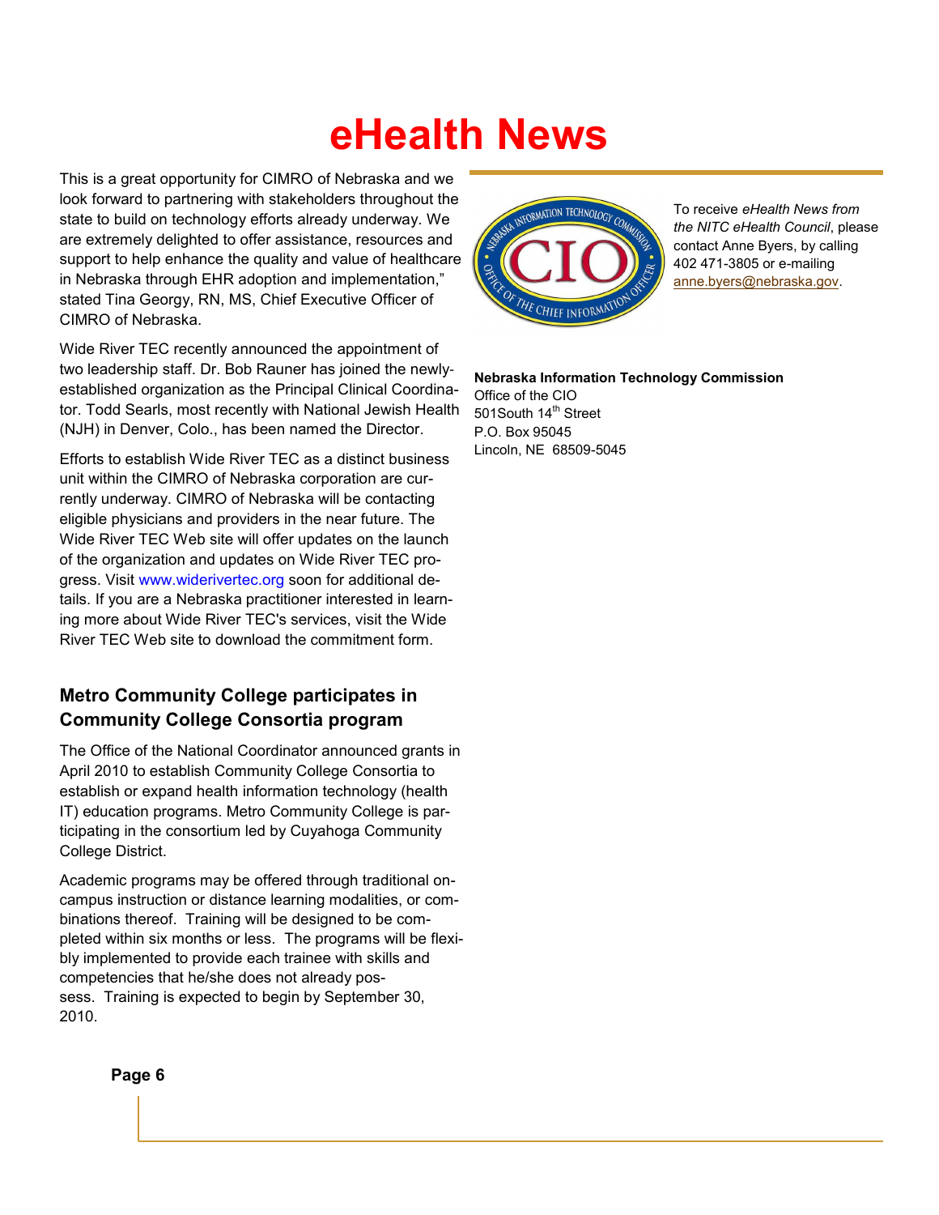This is a great opportunity for CIMRO of Nebraska and we look forward to partnering with stakeholders throughout the state to build on technology efforts already underway. We are extremely delighted to offer assistance, resources and support to help enhance the quality and value of healthcare in Nebraska through EHR adoption and implementation," stated Tina Georgy, RN, MS, Chief Executive Officer of CIMRO of Nebraska.

Wide River TEC recently announced the appointment of two leadership staff. Dr. Bob Rauner has joined the newly-established organization as the Principal Clinical Coordinator. Todd Searls, most recently with National Jewish Health (NJH) in Denver, Colo., has been named the Director.

Efforts to establish Wide River TEC as a distinct business unit within the CIMRO of Nebraska corporation are currently underway. CIMRO of Nebraska will be contacting eligible physicians and providers in the near future. The Wide River TEC Web site will offer updates on the launch of the organization and updates on Wide River TEC progress. Visit www.widerivertec.org soon for additional details. If you are a Nebraska practitioner interested in learning more about Wide River TEC's services, visit the Wide River TEC Web site to download the commitment form.

## Metro Community College participates in Community College Consortia program

The Office of the National Coordinator announced grants in April 2010 to establish Community College Consortia to establish or expand health information technology (health IT) education programs. Metro Community College is participating in the consortium led by Cuyahoga Community College District.

Academic programs may be offered through traditional on-campus instruction or distance learning modalities, or combinations thereof. Training will be designed to be completed within six months or less. The programs will be flexibly implemented to provide each trainee with skills and competencies that he/she does not already possess. Training is expected to begin by September 30, 2010.

To receive *eHealth News from the NITC eHealth Council*, please contact Anne Byers, by calling 402 471-3805 or e-mailing anne.byers@nebraska.gov.

**Nebraska Information Technology Commission**
Office of the CIO
501South 14th Street
P.O. Box 95045
Lincoln, NE 68509-5045